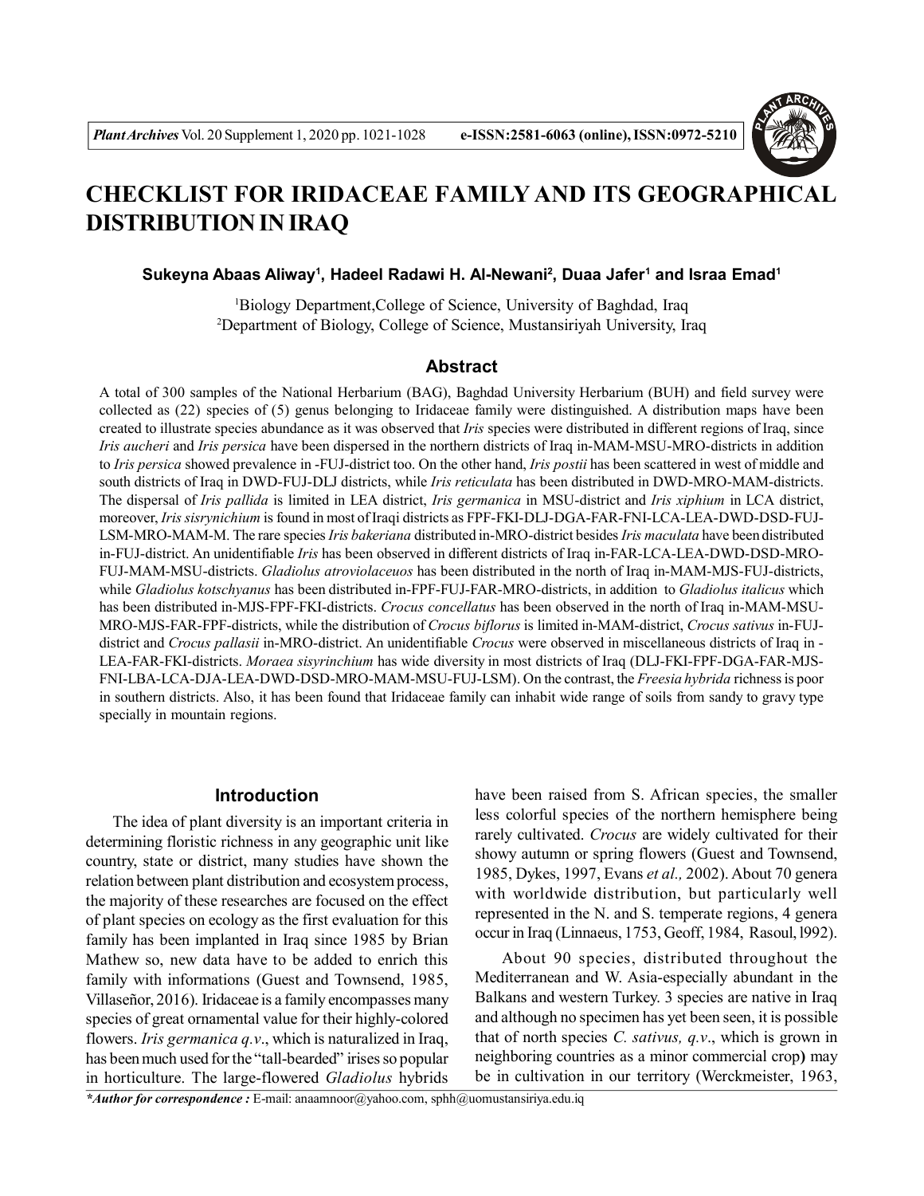# CHECKLIST FOR IRIDACEAE FAMILY AND ITS GEOGRAPHICAL DISTRIBUTION IN IRAQ

**Sukeyna Abaas Aliway[1], Hadeel Radawi H. Al-Newani[2], Duaa Jafer[1] and Israa Emad[1]**

[1]Biology Department,College of Science, University of Baghdad, Iraq
[2]Department of Biology, College of Science, Mustansiriyah University, Iraq

## Abstract

A total of 300 samples of the National Herbarium (BAG), Baghdad University Herbarium (BUH) and field survey were collected as (22) species of (5) genus belonging to Iridaceae family were distinguished. A distribution maps have been created to illustrate species abundance as it was observed that *Iris* species were distributed in different regions of Iraq, since *Iris aucheri* and *Iris persica* have been dispersed in the northern districts of Iraq in-MAM-MSU-MRO-districts in addition to *Iris persica* showed prevalence in -FUJ-district too. On the other hand, *Iris postii* has been scattered in west of middle and south districts of Iraq in DWD-FUJ-DLJ districts, while *Iris reticulata* has been distributed in DWD-MRO-MAM-districts. The dispersal of *Iris pallida* is limited in LEA district, *Iris germanica* in MSU-district and *Iris xiphium* in LCA district, moreover, *Iris sisrynichium* is found in most of Iraqi districts as FPF-FKI-DLJ-DGA-FAR-FNI-LCA-LEA-DWD-DSD-FUJ-LSM-MRO-MAM-M. The rare species *Iris bakeriana* distributed in-MRO-district besides *Iris maculata* have been distributed in-FUJ-district. An unidentifiable *Iris* has been observed in different districts of Iraq in-FAR-LCA-LEA-DWD-DSD-MRO-FUJ-MAM-MSU-districts. *Gladiolus atroviolaceuos* has been distributed in the north of Iraq in-MAM-MJS-FUJ-districts, while *Gladiolus kotschyanus* has been distributed in-FPF-FUJ-FAR-MRO-districts, in addition to *Gladiolus italicus* which has been distributed in-MJS-FPF-FKI-districts. *Crocus concellatus* has been observed in the north of Iraq in-MAM-MSU-MRO-MJS-FAR-FPF-districts, while the distribution of *Crocus biflorus* is limited in-MAM-district, *Crocus sativus* in-FUJ-district and *Crocus pallasii* in-MRO-district. An unidentifiable *Crocus* were observed in miscellaneous districts of Iraq in -LEA-FAR-FKI-districts. *Moraea sisyrinchium* has wide diversity in most districts of Iraq (DLJ-FKI-FPF-DGA-FAR-MJS-FNI-LBA-LCA-DJA-LEA-DWD-DSD-MRO-MAM-MSU-FUJ-LSM). On the contrast, the *Freesia hybrida* richness is poor in southern districts. Also, it has been found that Iridaceae family can inhabit wide range of soils from sandy to gravy type specially in mountain regions.

## Introduction

The idea of plant diversity is an important criteria in determining floristic richness in any geographic unit like country, state or district, many studies have shown the relation between plant distribution and ecosystem process, the majority of these researches are focused on the effect of plant species on ecology as the first evaluation for this family has been implanted in Iraq since 1985 by Brian Mathew so, new data have to be added to enrich this family with informations (Guest and Townsend, 1985, Villaseñor, 2016). Iridaceae is a family encompasses many species of great ornamental value for their highly-colored flowers. *Iris germanica q.v*., which is naturalized in Iraq, has been much used for the "tall-bearded" irises so popular in horticulture. The large-flowered *Gladiolus* hybrids have been raised from S. African species, the smaller less colorful species of the northern hemisphere being rarely cultivated. *Crocus* are widely cultivated for their showy autumn or spring flowers (Guest and Townsend, 1985, Dykes, 1997, Evans *et al.,* 2002). About 70 genera with worldwide distribution, but particularly well represented in the N. and S. temperate regions, 4 genera occur in Iraq (Linnaeus, 1753, Geoff, 1984, Rasoul, l992).

About 90 species, distributed throughout the Mediterranean and W. Asia-especially abundant in the Balkans and western Turkey. 3 species are native in Iraq and although no specimen has yet been seen, it is possible that of north species *C. sativus, q.v*., which is grown in neighboring countries as a minor commercial crop**)** may be in cultivation in our territory (Werckmeister, 1963,

***Author for correspondence :** E-mail: anaamnoor@yahoo.com, sphh@uomustansiriya.edu.iq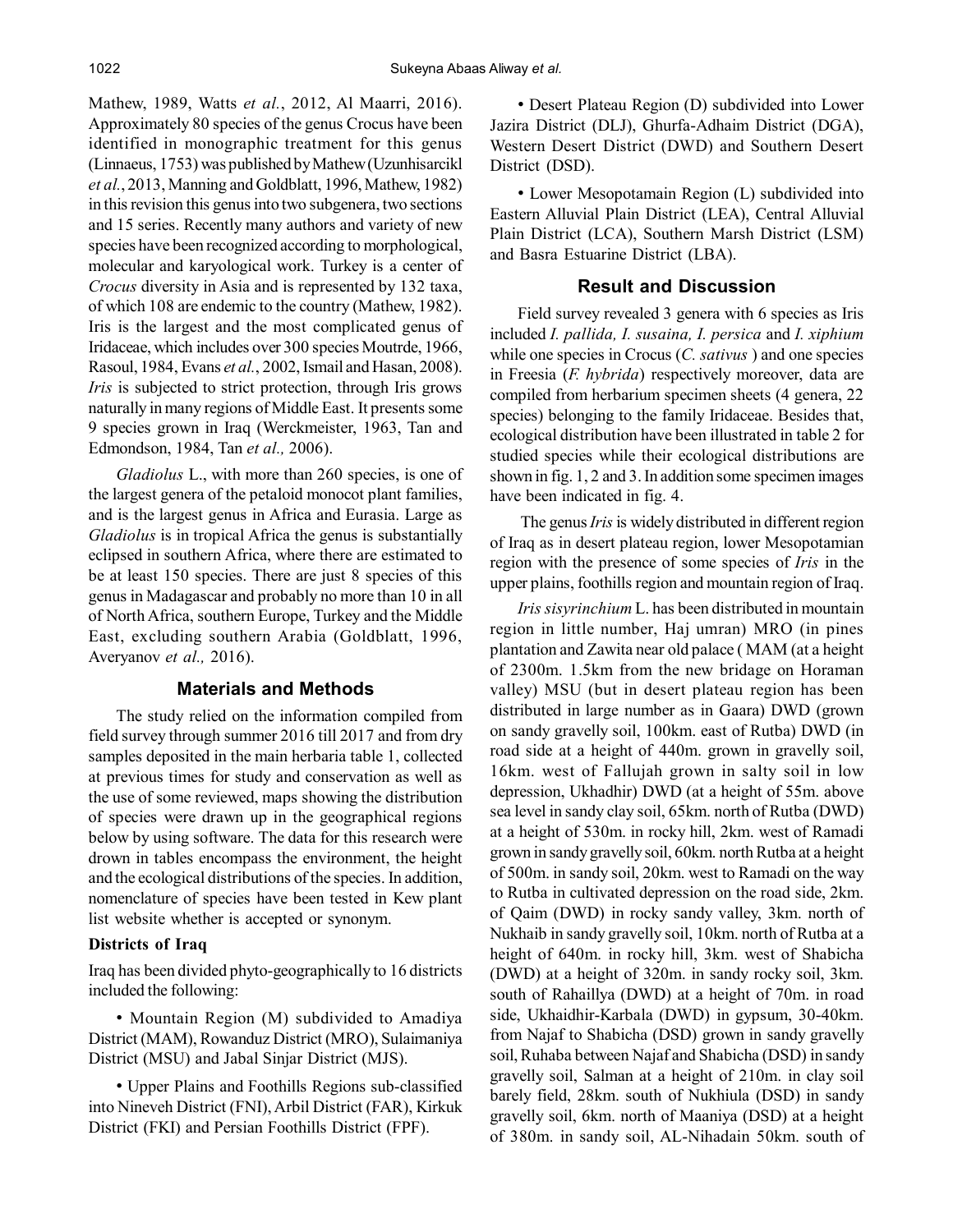Mathew, 1989, Watts *et al.*, 2012, Al Maarri, 2016). Approximately 80 species of the genus Crocus have been identified in monographic treatment for this genus (Linnaeus, 1753) was published by Mathew (Uzunhisarcikl *et al.*, 2013, Manning and Goldblatt, 1996, Mathew, 1982) in this revision this genus into two subgenera, two sections and 15 series. Recently many authors and variety of new species have been recognized according to morphological, molecular and karyological work. Turkey is a center of *Crocus* diversity in Asia and is represented by 132 taxa, of which 108 are endemic to the country (Mathew, 1982). Iris is the largest and the most complicated genus of Iridaceae, which includes over 300 species Moutrde, 1966, Rasoul, 1984, Evans *et al.*, 2002, Ismail and Hasan, 2008). *Iris* is subjected to strict protection, through Iris grows naturally in many regions of Middle East. It presents some 9 species grown in Iraq (Werckmeister, 1963, Tan and Edmondson, 1984, Tan *et al.,* 2006).

*Gladiolus* L., with more than 260 species, is one of the largest genera of the petaloid monocot plant families, and is the largest genus in Africa and Eurasia. Large as *Gladiolus* is in tropical Africa the genus is substantially eclipsed in southern Africa, where there are estimated to be at least 150 species. There are just 8 species of this genus in Madagascar and probably no more than 10 in all of North Africa, southern Europe, Turkey and the Middle East, excluding southern Arabia (Goldblatt, 1996, Averyanov *et al.,* 2016).

## Materials and Methods

The study relied on the information compiled from field survey through summer 2016 till 2017 and from dry samples deposited in the main herbaria table 1, collected at previous times for study and conservation as well as the use of some reviewed, maps showing the distribution of species were drawn up in the geographical regions below by using software. The data for this research were drawn in tables encompass the environment, the height and the ecological distributions of the species. In addition, nomenclature of species have been tested in Kew plant list website whether is accepted or synonym.

### Districts of Iraq

Iraq has been divided phyto-geographically to 16 districts included the following:

- Mountain Region (M) subdivided to Amadiya District (MAM), Rowanduz District (MRO), Sulaimaniya District (MSU) and Jabal Sinjar District (MJS).
- Upper Plains and Foothills Regions sub-classified into Nineveh District (FNI), Arbil District (FAR), Kirkuk District (FKI) and Persian Foothills District (FPF).
- Desert Plateau Region (D) subdivided into Lower Jazira District (DLJ), Ghurfa-Adhaim District (DGA), Western Desert District (DWD) and Southern Desert District (DSD).
- Lower Mesopotamain Region (L) subdivided into Eastern Alluvial Plain District (LEA), Central Alluvial Plain District (LCA), Southern Marsh District (LSM) and Basra Estuarine District (LBA).

## Result and Discussion

Field survey revealed 3 genera with 6 species as Iris included *I. pallida, I. susaina, I. persica* and *I. xiphium* while one species in Crocus (*C. sativus* ) and one species in Freesia (*F. hybrida*) respectively moreover, data are compiled from herbarium specimen sheets (4 genera, 22 species) belonging to the family Iridaceae. Besides that, ecological distribution have been illustrated in table 2 for studied species while their ecological distributions are shown in fig. 1, 2 and 3. In addition some specimen images have been indicated in fig. 4.

The genus *Iris* is widely distributed in different region of Iraq as in desert plateau region, lower Mesopotamian region with the presence of some species of *Iris* in the upper plains, foothills region and mountain region of Iraq.

*Iris sisyrinchium* L. has been distributed in mountain region in little number, Haj umran) MRO (in pines plantation and Zawita near old palace ( MAM (at a height of 2300m. 1.5km from the new bridage on Horaman valley) MSU (but in desert plateau region has been distributed in large number as in Gaara) DWD (grown on sandy gravelly soil, 100km. east of Rutba) DWD (in road side at a height of 440m. grown in gravelly soil, 16km. west of Fallujah grown in salty soil in low depression, Ukhadhir) DWD (at a height of 55m. above sea level in sandy clay soil, 65km. north of Rutba (DWD) at a height of 530m. in rocky hill, 2km. west of Ramadi grown in sandy gravelly soil, 60km. north Rutba at a height of 500m. in sandy soil, 20km. west to Ramadi on the way to Rutba in cultivated depression on the road side, 2km. of Qaim (DWD) in rocky sandy valley, 3km. north of Nukhaib in sandy gravelly soil, 10km. north of Rutba at a height of 640m. in rocky hill, 3km. west of Shabicha (DWD) at a height of 320m. in sandy rocky soil, 3km. south of Rahaillya (DWD) at a height of 70m. in road side, Ukhaidhir-Karbala (DWD) in gypsum, 30-40km. from Najaf to Shabicha (DSD) grown in sandy gravelly soil, Ruhaba between Najaf and Shabicha (DSD) in sandy gravelly soil, Salman at a height of 210m. in clay soil barely field, 28km. south of Nukhiula (DSD) in sandy gravelly soil, 6km. north of Maaniya (DSD) at a height of 380m. in sandy soil, AL-Nihadain 50km. south of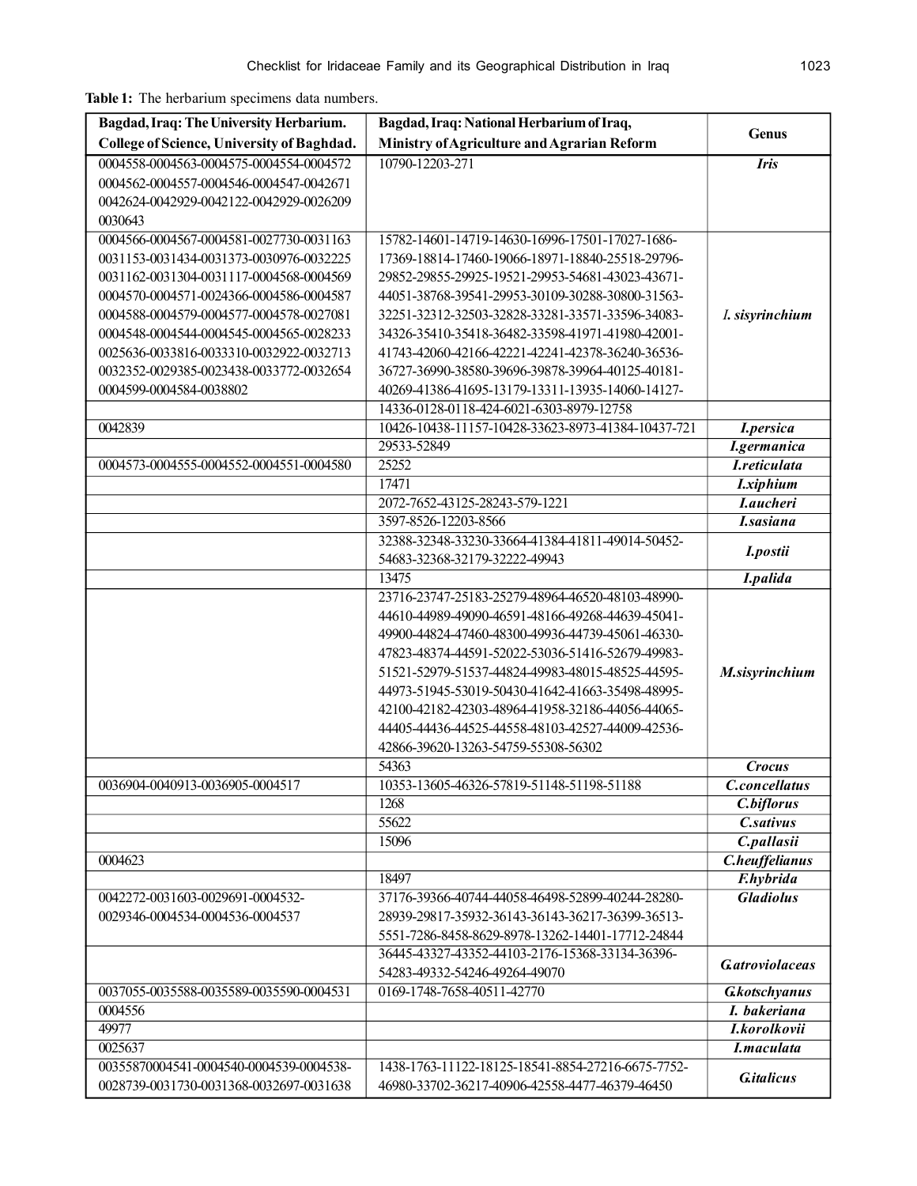**Table 1:** The herbarium specimens data numbers.

| Bagdad, Iraq: The University Herbarium. College of Science, University of Baghdad. | Bagdad, Iraq: National Herbarium of Iraq, Ministry of Agriculture and Agrarian Reform | Genus |
|---|---|---|
| 0004558-0004563-0004575-0004554-0004572 0004562-0004557-0004546-0004547-0042671 0042624-0042929-0042122-0042929-0026209 0030643 | 10790-12203-271 | ***Iris*** |
| 0004566-0004567-0004581-0027730-0031163 0031153-0031434-0031373-0030976-0032225 0031162-0031304-0031117-0004568-0004569 0004570-0004571-0024366-0004586-0004587 0004588-0004579-0004577-0004578-0027081 0004548-0004544-0004545-0004565-0028233 0025636-0033816-0033310-0032922-0032713 0032352-0029385-0023438-0033772-0032654 0004599-0004584-0038802 | 15782-14601-14719-14630-16996-17501-17027-1686- 17369-18814-17460-19066-18971-18840-25518-29796- 29852-29855-29925-19521-29953-54681-43023-43671- 44051-38768-39541-29953-30109-30288-30800-31563- 32251-32312-32503-32828-33281-33571-33596-34083- 34326-35410-35418-36482-33598-41971-41980-42001- 41743-42060-42166-42221-42241-42378-36240-36536- 36727-36990-38580-39696-39878-39964-40125-40181- 40269-41386-41695-13179-13311-13935-14060-14127- | ***I. sisyrinchium*** |
| | 14336-0128-0118-424-6021-6303-8979-12758 | |
| 0042839 | 10426-10438-11157-10428-33623-8973-41384-10437-721 | ***I.persica*** |
| | 29533-52849 | ***I.germanica*** |
| 0004573-0004555-0004552-0004551-0004580 | 25252 | ***I.reticulata*** |
| | 17471 | ***I.xiphium*** |
| | 2072-7652-43125-28243-579-1221 | ***I.aucheri*** |
| | 3597-8526-12203-8566 | ***I.sasiana*** |
| | 32388-32348-33230-33664-41384-41811-49014-50452- 54683-32368-32179-32222-49943 | ***I.postii*** |
| | 13475 | ***I.palida*** |
| | 23716-23747-25183-25279-48964-46520-48103-48990- 44610-44989-49090-46591-48166-49268-44639-45041- 49900-44824-47460-48300-49936-44739-45061-46330- 47823-48374-44591-52022-53036-51416-52679-49983- 51521-52979-51537-44824-49983-48015-48525-44595- 44973-51945-53019-50430-41642-41663-35498-48995- 42100-42182-42303-48964-41958-32186-44056-44065- 44405-44436-44525-44558-48103-42527-44009-42536- 42866-39620-13263-54759-55308-56302 | ***M.sisyrinchium*** |
| | 54363 | ***Crocus*** |
| 0036904-0040913-0036905-0004517 | 10353-13605-46326-57819-51148-51198-51188 | ***C.concellatus*** |
| | 1268 | ***C.biflorus*** |
| | 55622 | ***C.sativus*** |
| | 15096 | ***C.pallasii*** |
| 0004623 | | ***C.heuffelianus*** |
| | 18497 | ***F.hybrida*** |
| 0042272-0031603-0029691-0004532- 0029346-0004534-0004536-0004537 | 37176-39366-40744-44058-46498-52899-40244-28280- 28939-29817-35932-36143-36143-36217-36399-36513- 5551-7286-8458-8629-8978-13262-14401-17712-24844 | ***Gladiolus*** |
| | 36445-43327-43352-44103-2176-15368-33134-36396- 54283-49332-54246-49264-49070 | ***G.atroviolaceas*** |
| 0037055-0035588-0035589-0035590-0004531 | 0169-1748-7658-40511-42770 | ***G.kotschyanus*** |
| 0004556 | | ***I. bakeriana*** |
| 49977 | | ***I.korolkovii*** |
| 0025637 | | ***I.maculata*** |
| 00355870004541-0004540-0004539-0004538- 0028739-0031730-0031368-0032697-0031638 | 1438-1763-11122-18125-18541-8854-27216-6675-7752- 46980-33702-36217-40906-42558-4477-46379-46450 | ***G.italicus*** |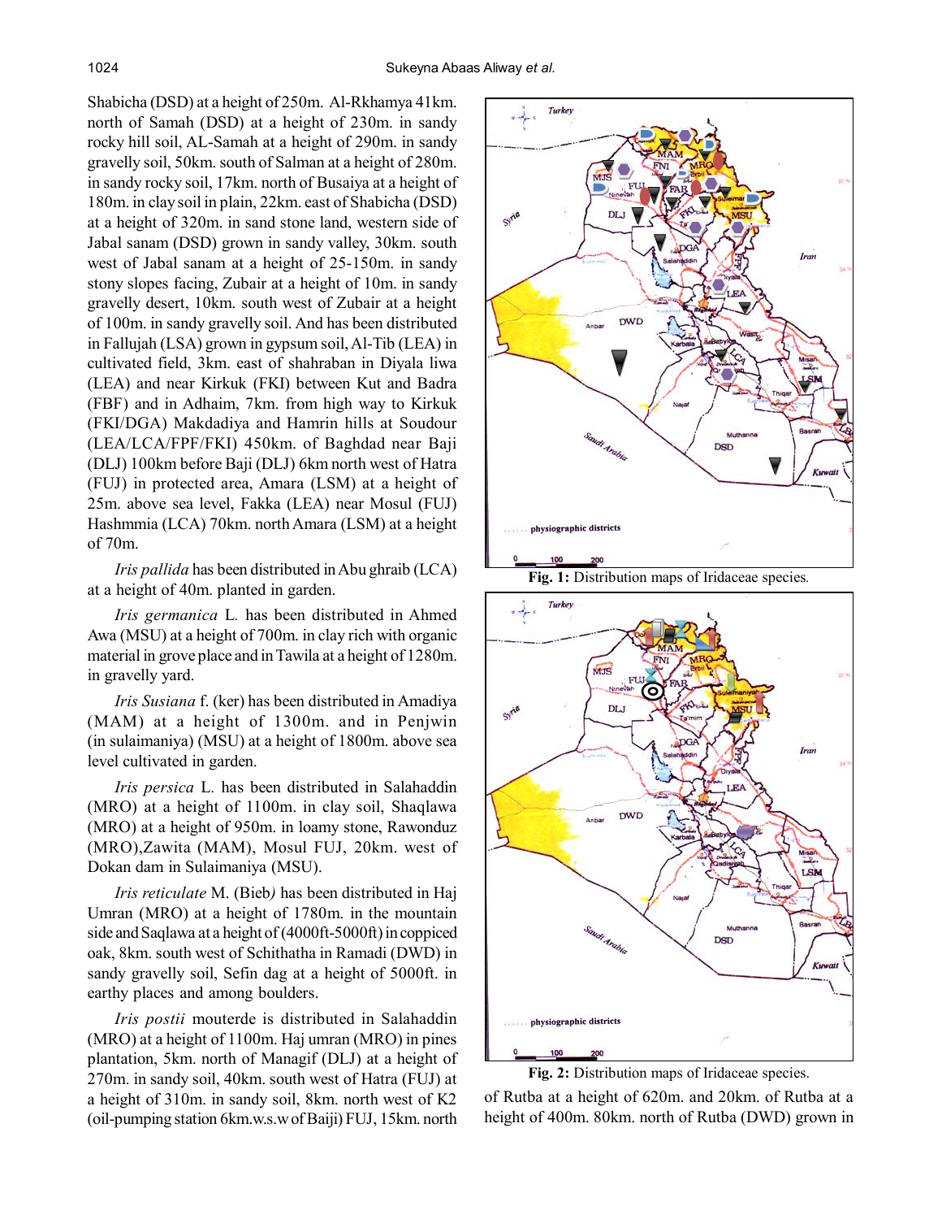Shabicha (DSD) at a height of 250m. Al-Rkhamya 41km. north of Samah (DSD) at a height of 230m. in sandy rocky hill soil, AL-Samah at a height of 290m. in sandy gravelly soil, 50km. south of Salman at a height of 280m. in sandy rocky soil, 17km. north of Busaiya at a height of 180m. in clay soil in plain, 22km. east of Shabicha (DSD) at a height of 320m. in sand stone land, western side of Jabal sanam (DSD) grown in sandy valley, 30km. south west of Jabal sanam at a height of 25-150m. in sandy stony slopes facing, Zubair at a height of 10m. in sandy gravelly desert, 10km. south west of Zubair at a height of 100m. in sandy gravelly soil. And has been distributed in Fallujah (LSA) grown in gypsum soil, Al-Tib (LEA) in cultivated field, 3km. east of shahraban in Diyala liwa (LEA) and near Kirkuk (FKI) between Kut and Badra (FBF) and in Adhaim, 7km. from high way to Kirkuk (FKI/DGA) Makdadiya and Hamrin hills at Soudour (LEA/LCA/FPF/FKI) 450km. of Baghdad near Baji (DLJ) 100km before Baji (DLJ) 6km north west of Hatra (FUJ) in protected area, Amara (LSM) at a height of 25m. above sea level, Fakka (LEA) near Mosul (FUJ) Hashmmia (LCA) 70km. north Amara (LSM) at a height of 70m.

*Iris pallida* has been distributed in Abu ghraib (LCA) at a height of 40m. planted in garden.

*Iris germanica* L. has been distributed in Ahmed Awa (MSU) at a height of 700m. in clay rich with organic material in grove place and in Tawila at a height of 1280m. in gravelly yard.

*Iris Susiana* f. (ker) has been distributed in Amadiya (MAM) at a height of 1300m. and in Penjwin (in sulaimaniya) (MSU) at a height of 1800m. above sea level cultivated in garden.

*Iris persica* L. has been distributed in Salahaddin (MRO) at a height of 1100m. in clay soil, Shaqlawa (MRO) at a height of 950m. in loamy stone, Rawonduz (MRO), Zawita (MAM), Mosul FUJ, 20km. west of Dokan dam in Sulaimaniya (MSU).

*Iris reticulate* M. (Bieb*)* has been distributed in Haj Umran (MRO) at a height of 1780m. in the mountain side and Saqlawa at a height of (4000ft-5000ft) in coppiced oak, 8km. south west of Schithatha in Ramadi (DWD) in sandy gravelly soil, Sefin dag at a height of 5000ft. in earthy places and among boulders.

*Iris postii* mouterde is distributed in Salahaddin (MRO) at a height of 1100m. Haj umran (MRO) in pines plantation, 5km. north of Managif (DLJ) at a height of 270m. in sandy soil, 40km. south west of Hatra (FUJ) at a height of 310m. in sandy soil, 8km. north west of K2 (oil-pumping station 6km.w.s.w of Baiji) FUJ, 15km. north

**Fig. 1:** Distribution maps of Iridaceae species.

**Fig. 2:** Distribution maps of Iridaceae species.

of Rutba at a height of 620m. and 20km. of Rutba at a height of 400m. 80km. north of Rutba (DWD) grown in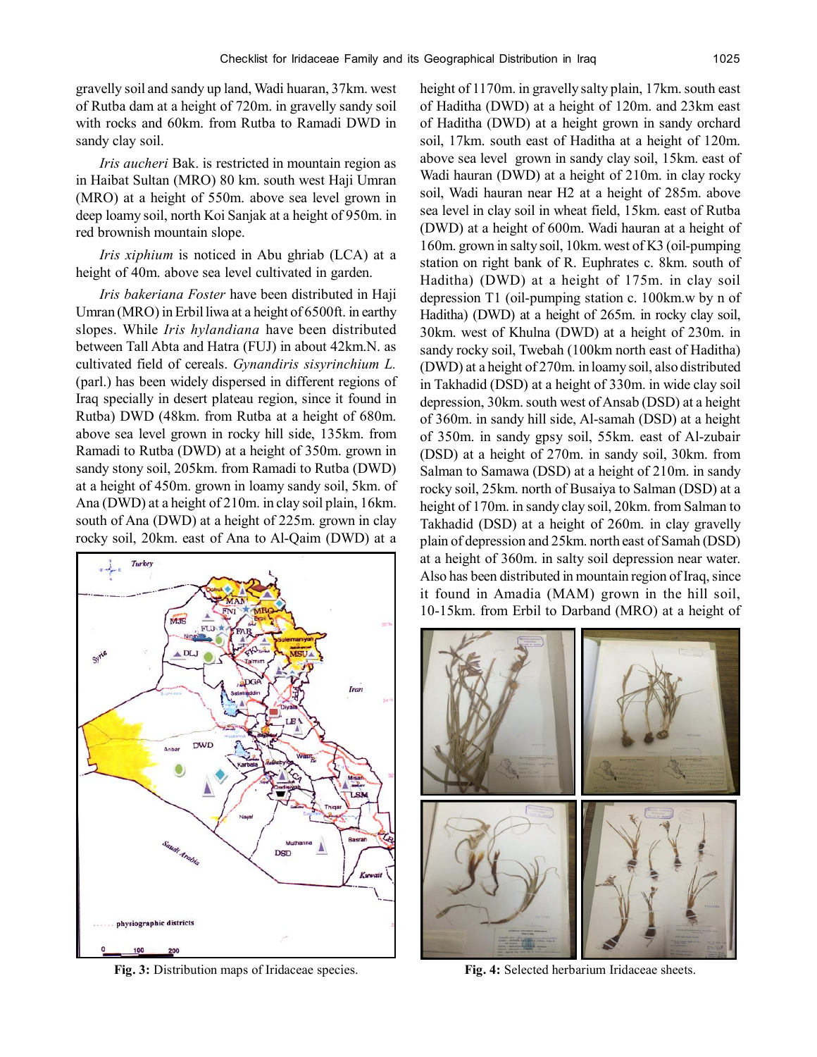gravelly soil and sandy up land, Wadi huaran, 37km. west of Rutba dam at a height of 720m. in gravelly sandy soil with rocks and 60km. from Rutba to Ramadi DWD in sandy clay soil.

*Iris aucheri* Bak. is restricted in mountain region as in Haibat Sultan (MRO) 80 km. south west Haji Umran (MRO) at a height of 550m. above sea level grown in deep loamy soil, north Koi Sanjak at a height of 950m. in red brownish mountain slope.

*Iris xiphium* is noticed in Abu ghriab (LCA) at a height of 40m. above sea level cultivated in garden.

*Iris bakeriana Foster* have been distributed in Haji Umran (MRO) in Erbil liwa at a height of 6500ft. in earthy slopes. While *Iris hylandiana* have been distributed between Tall Abta and Hatra (FUJ) in about 42km.N. as cultivated field of cereals. *Gynandiris sisyrinchium L.* (parl.) has been widely dispersed in different regions of Iraq specially in desert plateau region, since it found in Rutba) DWD (48km. from Rutba at a height of 680m. above sea level grown in rocky hill side, 135km. from Ramadi to Rutba (DWD) at a height of 350m. grown in sandy stony soil, 205km. from Ramadi to Rutba (DWD) at a height of 450m. grown in loamy sandy soil, 5km. of Ana (DWD) at a height of 210m. in clay soil plain, 16km. south of Ana (DWD) at a height of 225m. grown in clay rocky soil, 20km. east of Ana to Al-Qaim (DWD) at a height of 1170m. in gravelly salty plain, 17km. south east of Haditha (DWD) at a height of 120m. and 23km east of Haditha (DWD) at a height grown in sandy orchard soil, 17km. south east of Haditha at a height of 120m. above sea level grown in sandy clay soil, 15km. east of Wadi hauran (DWD) at a height of 210m. in clay rocky soil, Wadi hauran near H2 at a height of 285m. above sea level in clay soil in wheat field, 15km. east of Rutba (DWD) at a height of 600m. Wadi hauran at a height of 160m. grown in salty soil, 10km. west of K3 (oil-pumping station on right bank of R. Euphrates c. 8km. south of Haditha) (DWD) at a height of 175m. in clay soil depression T1 (oil-pumping station c. 100km.w by n of Haditha) (DWD) at a height of 265m. in rocky clay soil, 30km. west of Khulna (DWD) at a height of 230m. in sandy rocky soil, Twebah (100km north east of Haditha) (DWD) at a height of 270m. in loamy soil, also distributed in Takhadid (DSD) at a height of 330m. in wide clay soil depression, 30km. south west of Ansab (DSD) at a height of 360m. in sandy hill side, Al-samah (DSD) at a height of 350m. in sandy gpsy soil, 55km. east of Al-zubair (DSD) at a height of 270m. in sandy soil, 30km. from Salman to Samawa (DSD) at a height of 210m. in sandy rocky soil, 25km. north of Busaiya to Salman (DSD) at a height of 170m. in sandy clay soil, 20km. from Salman to Takhadid (DSD) at a height of 260m. in clay gravelly plain of depression and 25km. north east of Samah (DSD) at a height of 360m. in salty soil depression near water. Also has been distributed in mountain region of Iraq, since it found in Amadia (MAM) grown in the hill soil, 10-15km. from Erbil to Darband (MRO) at a height of

**Fig. 3:** Distribution maps of Iridaceae species.

**Fig. 4:** Selected herbarium Iridaceae sheets.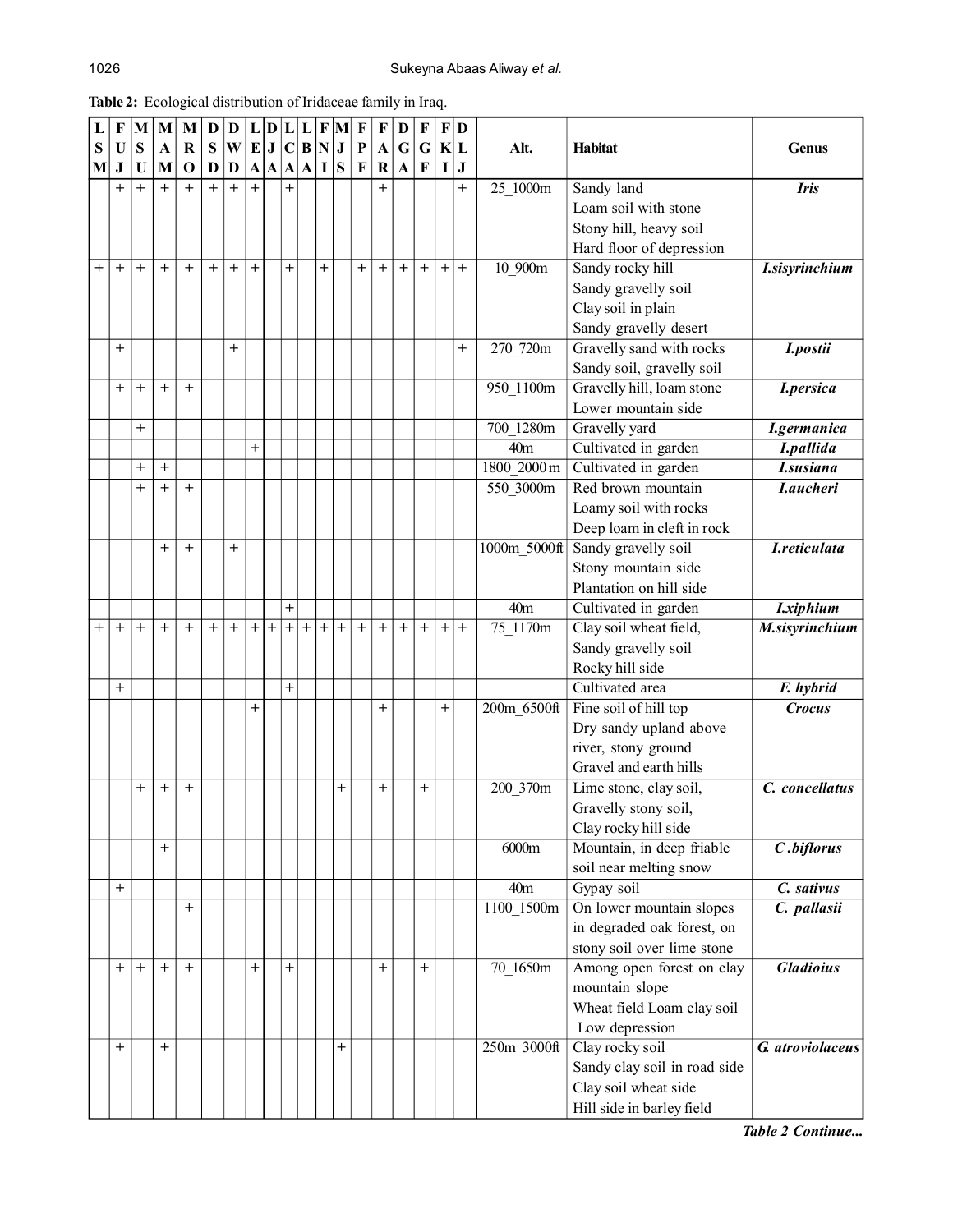**Table 2:** Ecological distribution of Iridaceae family in Iraq.

| LSM | FUJ | MSU | MAM | MRO | DSD | DWD | LEA | DJA | LCA | LBA | FNI | MJS | FPF | FAR | DGA | FGF | FKI | DLJ | Alt. | Habitat | Genus |
|---|---|---|---|---|---|---|---|---|---|---|---|---|---|---|---|---|---|---|---|---|---|
| | + | + | + | + | + | + | + | | + | | | | | + | | | | + | 25_1000m | Sandy land<br>Loam soil with stone<br>Stony hill, heavy soil<br>Hard floor of depression | ***Iris*** |
| + | + | + | + | + | + | + | + | | + | | + | | + | + | + | + | + | + | 10_900m | Sandy rocky hill<br>Sandy gravelly soil<br>Clay soil in plain<br>Sandy gravelly desert | ***I.sisyrinchium*** |
| | + | | | | | + | | | | | | | | | | | | + | 270_720m | Gravelly sand with rocks<br>Sandy soil, gravelly soil | ***I.postii*** |
| | + | + | + | + | | | | | | | | | | | | | | | 950_1100m | Gravelly hill, loam stone<br>Lower mountain side | ***I.persica*** |
| | | + | | | | | | | | | | | | | | | | | 700_1280m | Gravelly yard | ***I.germanica*** |
| | | | | | | | + | | | | | | | | | | | | 40m | Cultivated in garden | ***I.pallida*** |
| | | + | + | | | | | | | | | | | | | | | | 1800_2000m | Cultivated in garden | ***I.susiana*** |
| | | + | + | + | | | | | | | | | | | | | | | 550_3000m | Red brown mountain<br>Loamy soil with rocks<br>Deep loam in cleft in rock | ***I.aucheri*** |
| | | | + | + | | + | | | | | | | | | | | | | 1000m_5000ft | Sandy gravelly soil<br>Stony mountain side<br>Plantation on hill side | ***I.reticulata*** |
| | | | | | | | | | + | | | | | | | | | | 40m | Cultivated in garden | ***I.xiphium*** |
| + | + | + | + | + | + | + | + | + | + | + | + | + | + | + | + | + | + | + | 75_1170m | Clay soil wheat field,<br>Sandy gravelly soil<br>Rocky hill side | ***M.sisyrinchium*** |
| | + | | | | | | | | + | | | | | | | | | | | Cultivated area | ***F. hybrid*** |
| | | | | | | | + | | | | | | | + | | | + | | 200m_6500ft | Fine soil of hill top<br>Dry sandy upland above river, stony ground<br>Gravel and earth hills | ***Crocus*** |
| | | + | + | + | | | | | | | | + | | + | | + | | | 200_370m | Lime stone, clay soil,<br>Gravelly stony soil,<br>Clay rocky hill side | ***C. concellatus*** |
| | | | + | | | | | | | | | | | | | | | | 6000m | Mountain, in deep friable soil near melting snow | ***C .biflorus*** |
| | + | | | | | | | | | | | | | | | | | | 40m | Gypay soil | ***C. sativus*** |
| | | | | + | | | | | | | | | | | | | | | 1100_1500m | On lower mountain slopes in degraded oak forest, on stony soil over lime stone | ***C. pallasii*** |
| | + | + | + | + | | | + | | + | | | | | + | | + | | | 70_1650m | Among open forest on clay mountain slope<br>Wheat field Loam clay soil<br>Low depression | ***Gladioius*** |
| | + | | + | | | | | | | | | + | | | | | | | 250m_3000ft | Clay rocky soil<br>Sandy clay soil in road side<br>Clay soil wheat side<br>Hill side in barley field | ***G. atroviolaceus*** |

***Table 2 Continue...***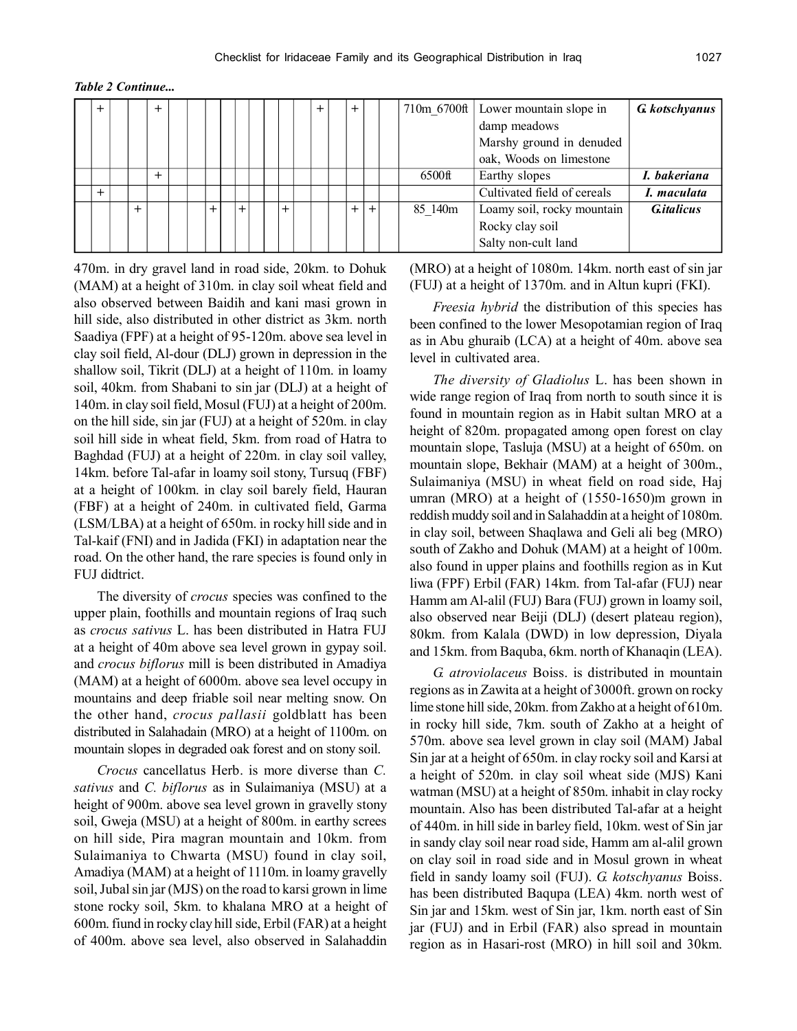***Table 2 Continue...***

| | | | | | | | | | | | | | | | | | | | | | |
|---|---|---|---|---|---|---|---|---|---|---|---|---|---|---|---|---|---|---|---|---|---|
| | + | | | + | | | | | | | | | | + | | + | | | 710m_6700ft | Lower mountain slope in damp meadows Marshy ground in denuded oak, Woods on limestone | ***G. kotschyanus*** |
| | | | | + | | | | | | | | | | | | | | | 6500ft | Earthy slopes | ***I. bakeriana*** |
| | + | | | | | | | | | | | | | | | | | | | Cultivated field of cereals | ***I. maculata*** |
| | | | + | | | | + | | + | | | + | | | | + | + | | 85_140m | Loamy soil, rocky mountain Rocky clay soil Salty non-cult land | ***G.italicus*** |

470m. in dry gravel land in road side, 20km. to Dohuk (MAM) at a height of 310m. in clay soil wheat field and also observed between Baidih and kani masi grown in hill side, also distributed in other district as 3km. north Saadiya (FPF) at a height of 95-120m. above sea level in clay soil field, Al-dour (DLJ) grown in depression in the shallow soil, Tikrit (DLJ) at a height of 110m. in loamy soil, 40km. from Shabani to sin jar (DLJ) at a height of 140m. in clay soil field, Mosul (FUJ) at a height of 200m. on the hill side, sin jar (FUJ) at a height of 520m. in clay soil hill side in wheat field, 5km. from road of Hatra to Baghdad (FUJ) at a height of 220m. in clay soil valley, 14km. before Tal-afar in loamy soil stony, Tursuq (FBF) at a height of 100km. in clay soil barely field, Hauran (FBF) at a height of 240m. in cultivated field, Garma (LSM/LBA) at a height of 650m. in rocky hill side and in Tal-kaif (FNI) and in Jadida (FKI) in adaptation near the road. On the other hand, the rare species is found only in FUJ didtrict.

The diversity of *crocus* species was confined to the upper plain, foothills and mountain regions of Iraq such as *crocus sativus* L. has been distributed in Hatra FUJ at a height of 40m above sea level grown in gypay soil. and *crocus biflorus* mill is been distributed in Amadiya (MAM) at a height of 6000m. above sea level occupy in mountains and deep friable soil near melting snow. On the other hand, *crocus pallasii* goldblatt has been distributed in Salahadain (MRO) at a height of 1100m. on mountain slopes in degraded oak forest and on stony soil.

*Crocus* cancellatus Herb. is more diverse than *C. sativus* and *C. biflorus* as in Sulaimaniya (MSU) at a height of 900m. above sea level grown in gravelly stony soil, Gweja (MSU) at a height of 800m. in earthy screes on hill side, Pira magran mountain and 10km. from Sulaimaniya to Chwarta (MSU) found in clay soil, Amadiya (MAM) at a height of 1110m. in loamy gravelly soil, Jubal sin jar (MJS) on the road to karsi grown in lime stone rocky soil, 5km. to khalana MRO at a height of 600m. fiund in rocky clay hill side, Erbil (FAR) at a height of 400m. above sea level, also observed in Salahaddin (MRO) at a height of 1080m. 14km. north east of sin jar (FUJ) at a height of 1370m. and in Altun kupri (FKI).

*Freesia hybrid* the distribution of this species has been confined to the lower Mesopotamian region of Iraq as in Abu ghuraib (LCA) at a height of 40m. above sea level in cultivated area.

*The diversity of Gladiolus* L. has been shown in wide range region of Iraq from north to south since it is found in mountain region as in Habit sultan MRO at a height of 820m. propagated among open forest on clay mountain slope, Tasluja (MSU) at a height of 650m. on mountain slope, Bekhair (MAM) at a height of 300m., Sulaimaniya (MSU) in wheat field on road side, Haj umran (MRO) at a height of (1550-1650)m grown in reddish muddy soil and in Salahaddin at a height of 1080m. in clay soil, between Shaqlawa and Geli ali beg (MRO) south of Zakho and Dohuk (MAM) at a height of 100m. also found in upper plains and foothills region as in Kut liwa (FPF) Erbil (FAR) 14km. from Tal-afar (FUJ) near Hamm am Al-alil (FUJ) Bara (FUJ) grown in loamy soil, also observed near Beiji (DLJ) (desert plateau region), 80km. from Kalala (DWD) in low depression, Diyala and 15km. from Baquba, 6km. north of Khanaqin (LEA).

*G. atroviolaceus* Boiss. is distributed in mountain regions as in Zawita at a height of 3000ft. grown on rocky lime stone hill side, 20km. from Zakho at a height of 610m. in rocky hill side, 7km. south of Zakho at a height of 570m. above sea level grown in clay soil (MAM) Jabal Sin jar at a height of 650m. in clay rocky soil and Karsi at a height of 520m. in clay soil wheat side (MJS) Kani watman (MSU) at a height of 850m. inhabit in clay rocky mountain. Also has been distributed Tal-afar at a height of 440m. in hill side in barley field, 10km. west of Sin jar in sandy clay soil near road side, Hamm am al-alil grown on clay soil in road side and in Mosul grown in wheat field in sandy loamy soil (FUJ). *G. kotschyanus* Boiss. has been distributed Baqupa (LEA) 4km. north west of Sin jar and 15km. west of Sin jar, 1km. north east of Sin jar (FUJ) and in Erbil (FAR) also spread in mountain region as in Hasari-rost (MRO) in hill soil and 30km.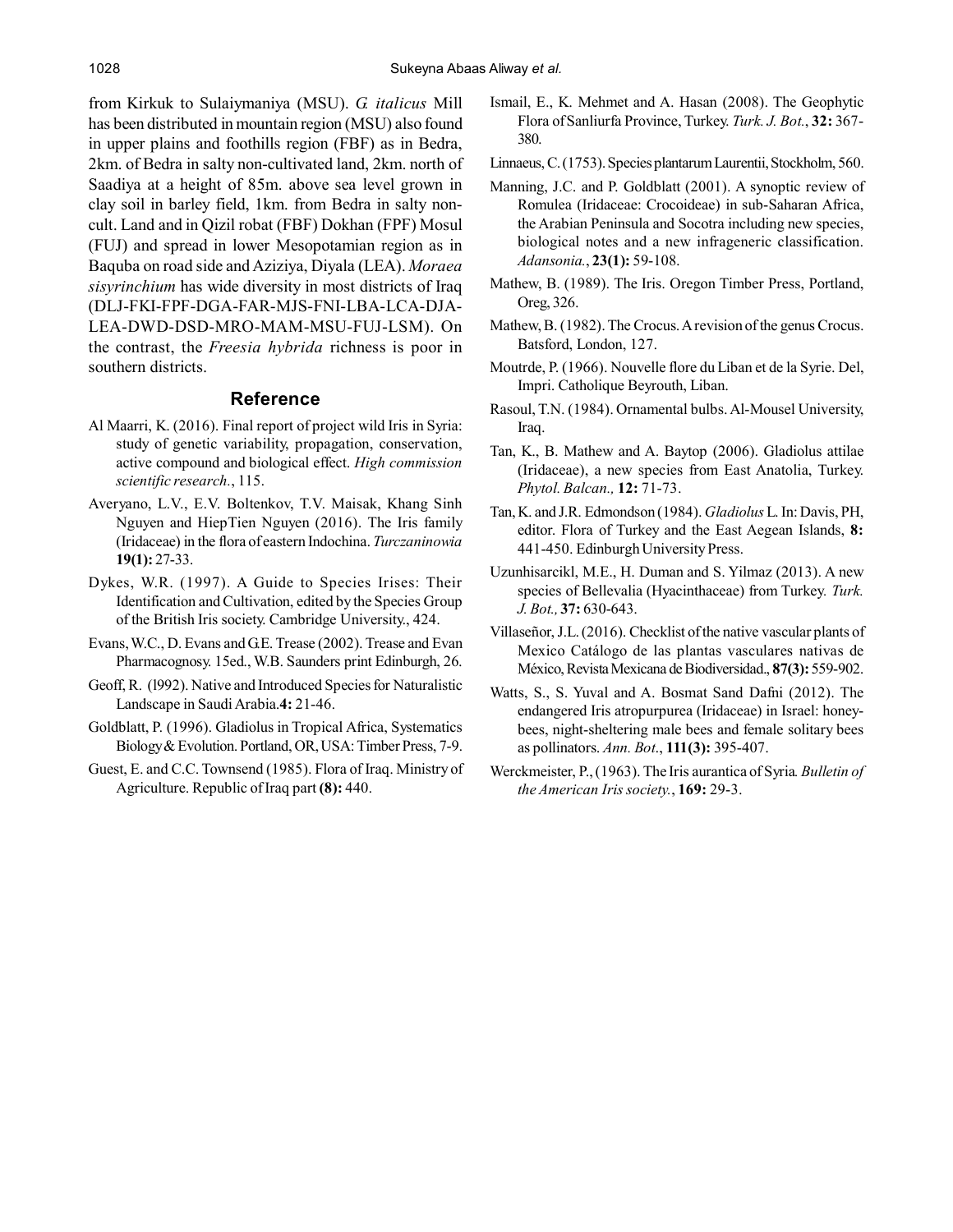from Kirkuk to Sulaiymaniya (MSU). *G. italicus* Mill has been distributed in mountain region (MSU) also found in upper plains and foothills region (FBF) as in Bedra, 2km. of Bedra in salty non-cultivated land, 2km. north of Saadiya at a height of 85m. above sea level grown in clay soil in barley field, 1km. from Bedra in salty non-cult. Land and in Qizil robat (FBF) Dokhan (FPF) Mosul (FUJ) and spread in lower Mesopotamian region as in Baquba on road side and Aziziya, Diyala (LEA). *Moraea sisyrinchium* has wide diversity in most districts of Iraq (DLJ-FKI-FPF-DGA-FAR-MJS-FNI-LBA-LCA-DJA-LEA-DWD-DSD-MRO-MAM-MSU-FUJ-LSM). On the contrast, the *Freesia hybrida* richness is poor in southern districts.

## Reference

Al Maarri, K. (2016). Final report of project wild Iris in Syria: study of genetic variability, propagation, conservation, active compound and biological effect. *High commission scientific research.*, 115.

Averyano, L.V., E.V. Boltenkov, T.V. Maisak, Khang Sinh Nguyen and HiepTien Nguyen (2016). The Iris family (Iridaceae) in the flora of eastern Indochina. *Turczaninowia* **19(1):** 27-33.

Dykes, W.R. (1997). A Guide to Species Irises: Their Identification and Cultivation, edited by the Species Group of the British Iris society. Cambridge University., 424.

Evans, W.C., D. Evans and G.E. Trease (2002). Trease and Evan Pharmacognosy. 15ed., W.B. Saunders print Edinburgh, 26.

Geoff, R. (l992). Native and Introduced Species for Naturalistic Landscape in Saudi Arabia.**4:** 21-46.

Goldblatt, P. (1996). Gladiolus in Tropical Africa, Systematics Biology & Evolution. Portland, OR, USA: Timber Press, 7-9.

Guest, E. and C.C. Townsend (1985). Flora of Iraq. Ministry of Agriculture. Republic of Iraq part **(8):** 440.

Ismail, E., K. Mehmet and A. Hasan (2008). The Geophytic Flora of Sanliurfa Province, Turkey. *Turk. J. Bot.*, **32:** 367-380.

Linnaeus, C. (1753). Species plantarum Laurentii, Stockholm, 560.

Manning, J.C. and P. Goldblatt (2001). A synoptic review of Romulea (Iridaceae: Crocoideae) in sub-Saharan Africa, the Arabian Peninsula and Socotra including new species, biological notes and a new infrageneric classification. *Adansonia.*, **23(1):** 59-108.

Mathew, B. (1989). The Iris. Oregon Timber Press, Portland, Oreg, 326.

Mathew, B. (1982). The Crocus. A revision of the genus Crocus. Batsford, London, 127.

Moutrde, P. (1966). Nouvelle flore du Liban et de la Syrie. Del, Impri. Catholique Beyrouth, Liban.

Rasoul, T.N. (1984). Ornamental bulbs. Al-Mousel University, Iraq.

Tan, K., B. Mathew and A. Baytop (2006). Gladiolus attilae (Iridaceae), a new species from East Anatolia, Turkey. *Phytol. Balcan.,* **12:** 71-73.

Tan, K. and J.R. Edmondson (1984). *Gladiolus* L. In: Davis, PH, editor. Flora of Turkey and the East Aegean Islands, **8:** 441-450. Edinburgh University Press.

Uzunhisarcikl, M.E., H. Duman and S. Yilmaz (2013). A new species of Bellevalia (Hyacinthaceae) from Turkey. *Turk. J. Bot.,* **37:** 630-643.

Villaseñor, J.L. (2016). Checklist of the native vascular plants of Mexico Catálogo de las plantas vasculares nativas de México, Revista Mexicana de Biodiversidad., **87(3):** 559-902.

Watts, S., S. Yuval and A. Bosmat Sand Dafni (2012). The endangered Iris atropurpurea (Iridaceae) in Israel: honey-bees, night-sheltering male bees and female solitary bees as pollinators. *Ann. Bot*., **111(3):** 395-407.

Werckmeister, P., (1963). The Iris aurantica of Syria. *Bulletin of the American Iris society.*, **169:** 29-3.